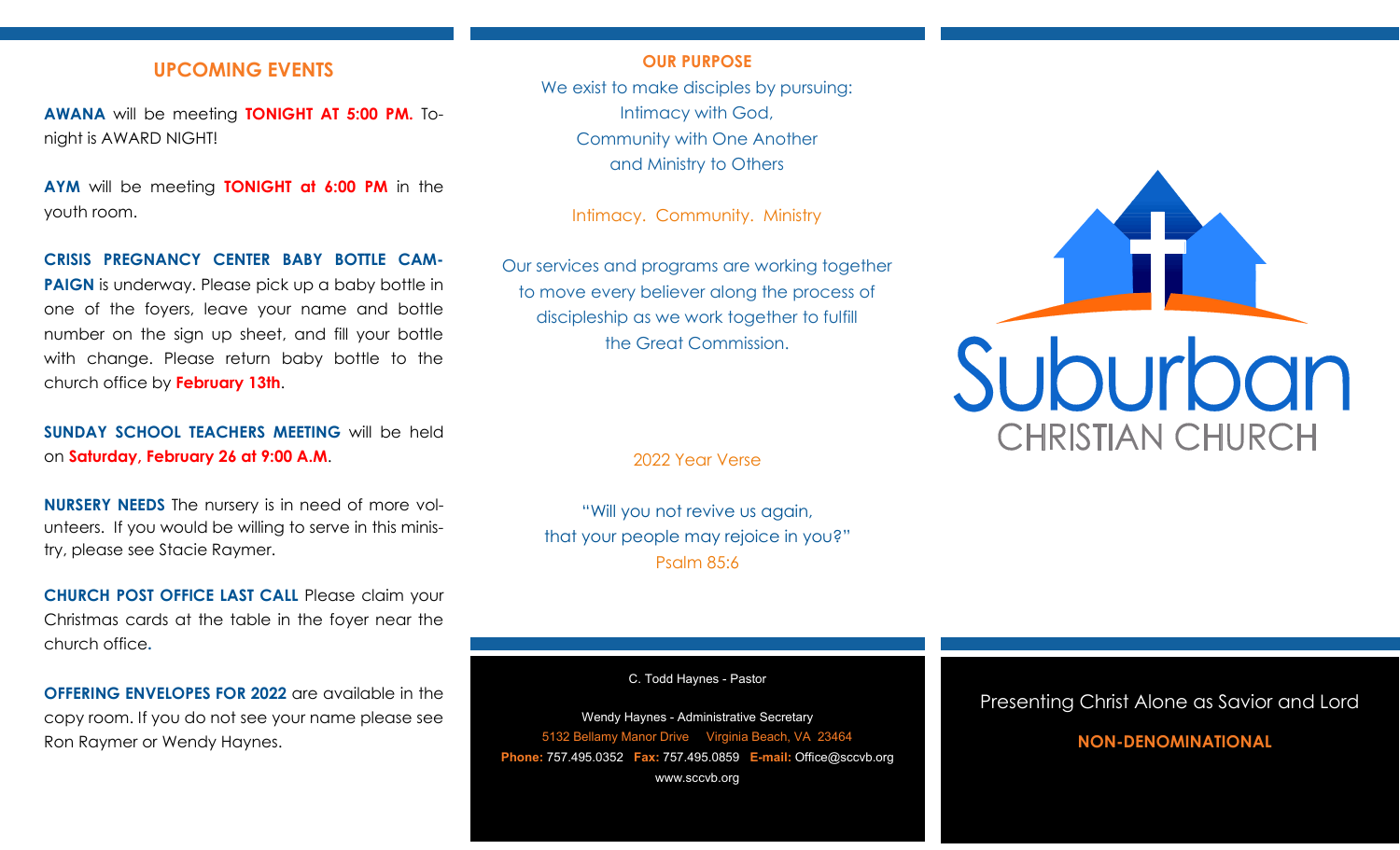## UPCOMING EVENTS

**AWANA** will be meeting **TONIGHT AT 5:00 PM.** Tonight is AWARD NIGHT!

**AYM** will be meeting **TONIGHT at 6:00 PM** in the youth room.

**CRISIS PREGNANCY CENTER BABY BOTTLE CAMPAIGN** is underway. Please pick up a baby bottle in one of the foyers, leave your name and bottle number on the sign up sheet, and fill your bottle with change. Please return baby bottle to the church office by **February 13th**.

**SUNDAY SCHOOL TEACHERS MEETING** will be held on **Saturday, February 26 at 9:00 A.M**.

**NURSERY NEEDS** The nursery is in need of more volunteers. If you would be willing to serve in this ministry, please see Stacie Raymer.

**CHURCH POST OFFICE LAST CALL** Please claim your Christmas cards at the table in the foyer near the church office.

**OFFERING ENVELOPES FOR 2022** are available in the copy room. If you do not see your name please see Ron Raymer or Wendy Haynes.

## OUR PURPOSE

We exist to make disciples by pursuing:
Intimacy with God,
Community with One Another
and Ministry to Others

Intimacy. Community. Ministry

Our services and programs are working together to move every believer along the process of discipleship as we work together to fulfill the Great Commission.

2022 Year Verse

"Will you not revive us again,
that your people may rejoice in you?"
Psalm 85:6

C. Todd Haynes - Pastor

Wendy Haynes - Administrative Secretary
5132 Bellamy Manor Drive Virginia Beach, VA 23464
**Phone:** 757.495.0352 **Fax:** 757.495.0859 **E-mail:** Office@sccvb.org
www.sccvb.org

# Suburban
## CHRISTIAN CHURCH

Presenting Christ Alone as Savior and Lord

**NON-DENOMINATIONAL**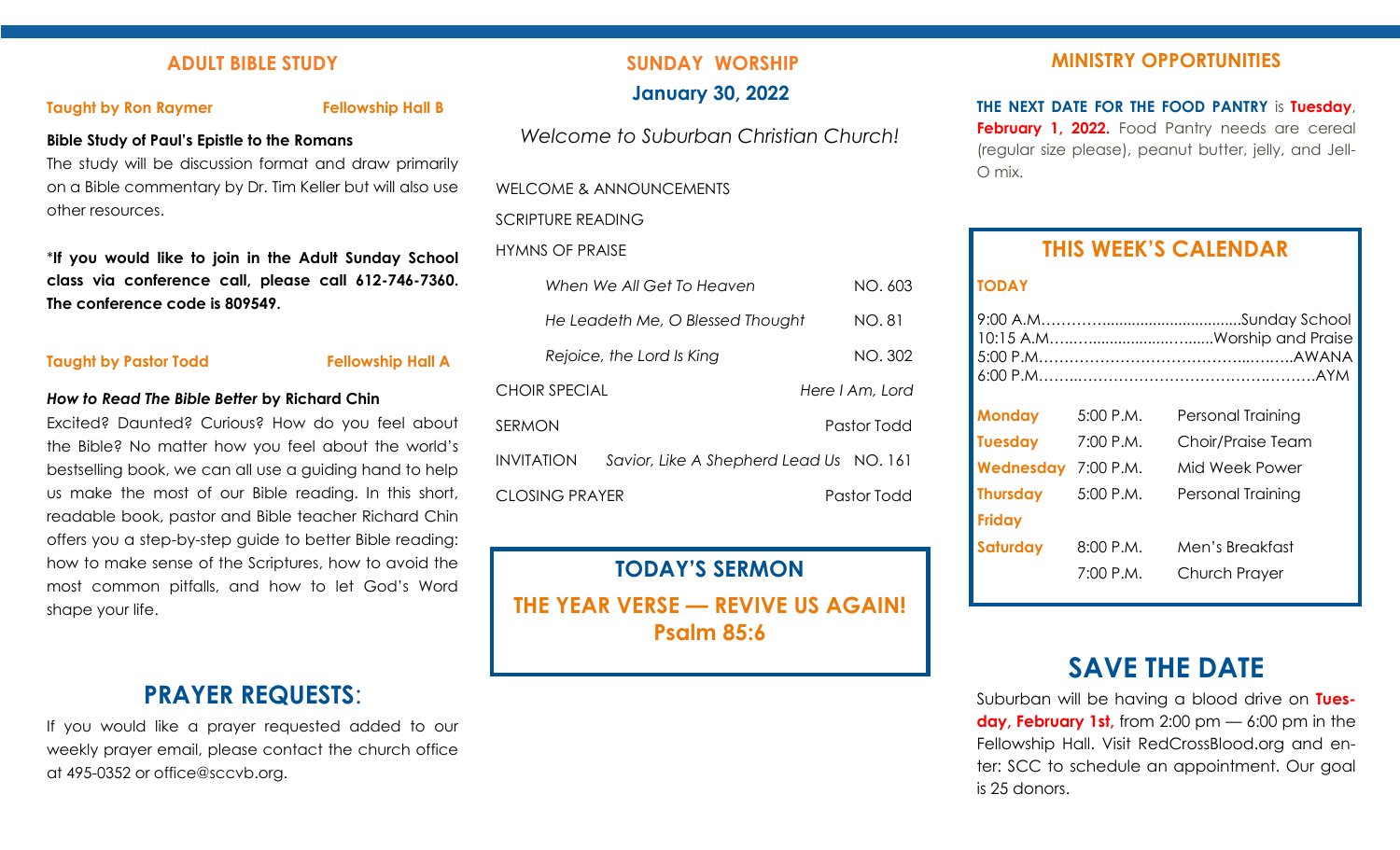## ADULT BIBLE STUDY

**Taught by Ron Raymer** **Fellowship Hall B**

**Bible Study of Paul's Epistle to the Romans**

The study will be discussion format and draw primarily on a Bible commentary by Dr. Tim Keller but will also use other resources.

***If you would like to join in the Adult Sunday School class via conference call, please call 612-746-7360. The conference code is 809549.**

**Taught by Pastor Todd** **Fellowship Hall A**

***How to Read The Bible Better* by Richard Chin**

Excited? Daunted? Curious? How do you feel about the Bible? No matter how you feel about the world's bestselling book, we can all use a guiding hand to help us make the most of our Bible reading. In this short, readable book, pastor and Bible teacher Richard Chin offers you a step-by-step guide to better Bible reading: how to make sense of the Scriptures, how to avoid the most common pitfalls, and how to let God's Word shape your life.

## PRAYER REQUESTS:

If you would like a prayer requested added to our weekly prayer email, please contact the church office at 495-0352 or office@sccvb.org.

## SUNDAY WORSHIP

### January 30, 2022

*Welcome to Suburban Christian Church!*

WELCOME & ANNOUNCEMENTS

SCRIPTURE READING

HYMNS OF PRAISE

| | |
|---|---|
| *When We All Get To Heaven* | NO. 603 |
| *He Leadeth Me, O Blessed Thought* | NO. 81 |
| *Rejoice, the Lord Is King* | NO. 302 |

| | | |
|---|---|---|
| CHOIR SPECIAL | | *Here I Am, Lord* |
| SERMON | | Pastor Todd |
| INVITATION | *Savior, Like A Shepherd Lead Us* | NO. 161 |
| CLOSING PRAYER | | Pastor Todd |

## TODAY'S SERMON

**THE YEAR VERSE — REVIVE US AGAIN!**
**Psalm 85:6**

## MINISTRY OPPORTUNITIES

**THE NEXT DATE FOR THE FOOD PANTRY** is **Tuesday, February 1, 2022.** Food Pantry needs are cereal (regular size please), peanut butter, jelly, and Jell-O mix.

## THIS WEEK'S CALENDAR

**TODAY**

9:00 A.M.…………...............................Sunday School
10:15 A.M…..….................….......Worship and Praise
5:00 P.M.………………………………....……..AWANA
6:00 P.M.……..……………………………….……….AYM

| | | |
|---|---|---|
| **Monday** | 5:00 P.M. | Personal Training |
| **Tuesday** | 7:00 P.M. | Choir/Praise Team |
| **Wednesday** | 7:00 P.M. | Mid Week Power |
| **Thursday** | 5:00 P.M. | Personal Training |
| **Friday** | | |
| **Saturday** | 8:00 P.M. | Men's Breakfast |
| | 7:00 P.M. | Church Prayer |

## SAVE THE DATE

Suburban will be having a blood drive on **Tuesday, February 1st,** from 2:00 pm — 6:00 pm in the Fellowship Hall. Visit RedCrossBlood.org and enter: SCC to schedule an appointment. Our goal is 25 donors.